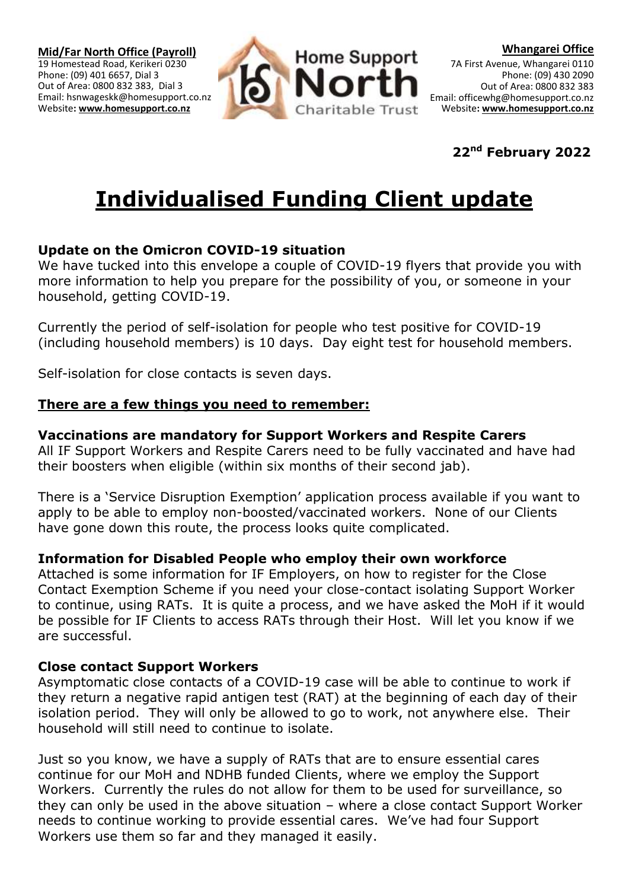**Mid/Far North Office (Payroll)**
19 Homestead Road, Kerikeri 0230
Phone: (09) 401 6657, Dial 3
Out of Area: 0800 832 383, Dial 3
Email: hsnwageskk@homesupport.co.nz
Website: **www.homesupport.co.nz**

Home Support North Charitable Trust

**Whangarei Office**
7A First Avenue, Whangarei 0110
Phone: (09) 430 2090
Out of Area: 0800 832 383
Email: officewhg@homesupport.co.nz
Website: **www.homesupport.co.nz**

**22nd February 2022**

# Individualised Funding Client update

### Update on the Omicron COVID-19 situation

We have tucked into this envelope a couple of COVID-19 flyers that provide you with more information to help you prepare for the possibility of you, or someone in your household, getting COVID-19.

Currently the period of self-isolation for people who test positive for COVID-19 (including household members) is 10 days. Day eight test for household members.

Self-isolation for close contacts is seven days.

### There are a few things you need to remember:

### Vaccinations are mandatory for Support Workers and Respite Carers

All IF Support Workers and Respite Carers need to be fully vaccinated and have had their boosters when eligible (within six months of their second jab).

There is a 'Service Disruption Exemption' application process available if you want to apply to be able to employ non-boosted/vaccinated workers. None of our Clients have gone down this route, the process looks quite complicated.

### Information for Disabled People who employ their own workforce

Attached is some information for IF Employers, on how to register for the Close Contact Exemption Scheme if you need your close-contact isolating Support Worker to continue, using RATs. It is quite a process, and we have asked the MoH if it would be possible for IF Clients to access RATs through their Host. Will let you know if we are successful.

### Close contact Support Workers

Asymptomatic close contacts of a COVID-19 case will be able to continue to work if they return a negative rapid antigen test (RAT) at the beginning of each day of their isolation period. They will only be allowed to go to work, not anywhere else. Their household will still need to continue to isolate.

Just so you know, we have a supply of RATs that are to ensure essential cares continue for our MoH and NDHB funded Clients, where we employ the Support Workers. Currently the rules do not allow for them to be used for surveillance, so they can only be used in the above situation – where a close contact Support Worker needs to continue working to provide essential cares. We've had four Support Workers use them so far and they managed it easily.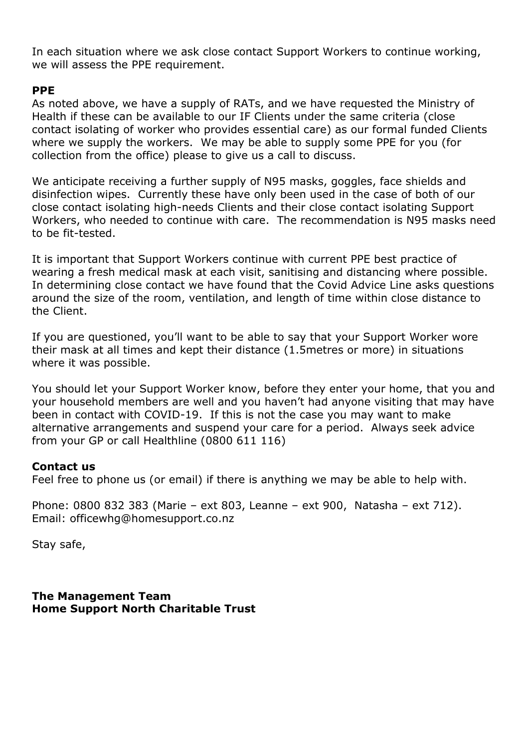In each situation where we ask close contact Support Workers to continue working, we will assess the PPE requirement.

**PPE**

As noted above, we have a supply of RATs, and we have requested the Ministry of Health if these can be available to our IF Clients under the same criteria (close contact isolating of worker who provides essential care) as our formal funded Clients where we supply the workers. We may be able to supply some PPE for you (for collection from the office) please to give us a call to discuss.

We anticipate receiving a further supply of N95 masks, goggles, face shields and disinfection wipes. Currently these have only been used in the case of both of our close contact isolating high-needs Clients and their close contact isolating Support Workers, who needed to continue with care. The recommendation is N95 masks need to be fit-tested.

It is important that Support Workers continue with current PPE best practice of wearing a fresh medical mask at each visit, sanitising and distancing where possible. In determining close contact we have found that the Covid Advice Line asks questions around the size of the room, ventilation, and length of time within close distance to the Client.

If you are questioned, you'll want to be able to say that your Support Worker wore their mask at all times and kept their distance (1.5metres or more) in situations where it was possible.

You should let your Support Worker know, before they enter your home, that you and your household members are well and you haven't had anyone visiting that may have been in contact with COVID-19. If this is not the case you may want to make alternative arrangements and suspend your care for a period. Always seek advice from your GP or call Healthline (0800 611 116)

**Contact us**

Feel free to phone us (or email) if there is anything we may be able to help with.

Phone: 0800 832 383 (Marie – ext 803, Leanne – ext 900, Natasha – ext 712).
Email: officewhg@homesupport.co.nz

Stay safe,

**The Management Team**
**Home Support North Charitable Trust**